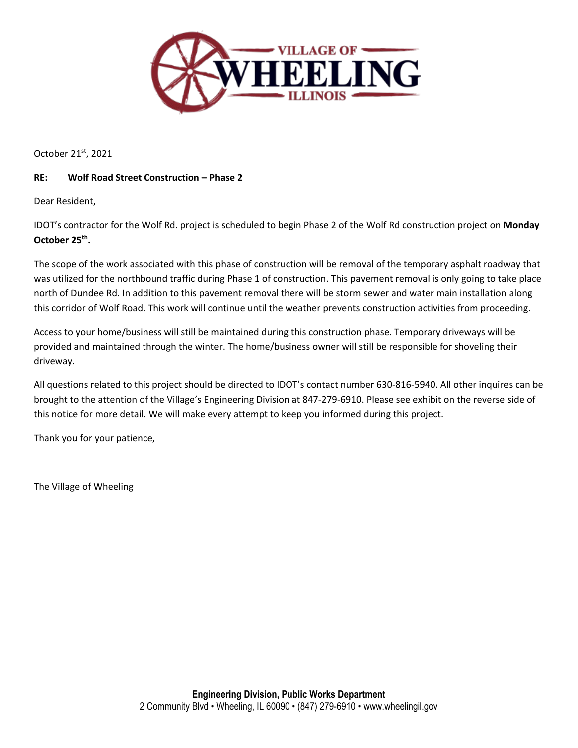VILLAGE OF WHEELING ILLINOIS

October 21st, 2021

**RE: Wolf Road Street Construction – Phase 2**

Dear Resident,

IDOT's contractor for the Wolf Rd. project is scheduled to begin Phase 2 of the Wolf Rd construction project on **Monday October 25th.**

The scope of the work associated with this phase of construction will be removal of the temporary asphalt roadway that was utilized for the northbound traffic during Phase 1 of construction. This pavement removal is only going to take place north of Dundee Rd. In addition to this pavement removal there will be storm sewer and water main installation along this corridor of Wolf Road. This work will continue until the weather prevents construction activities from proceeding.

Access to your home/business will still be maintained during this construction phase. Temporary driveways will be provided and maintained through the winter. The home/business owner will still be responsible for shoveling their driveway.

All questions related to this project should be directed to IDOT's contact number 630-816-5940. All other inquires can be brought to the attention of the Village's Engineering Division at 847-279-6910. Please see exhibit on the reverse side of this notice for more detail. We will make every attempt to keep you informed during this project.

Thank you for your patience,

The Village of Wheeling

**Engineering Division, Public Works Department**
2 Community Blvd • Wheeling, IL 60090 • (847) 279-6910 • www.wheelingil.gov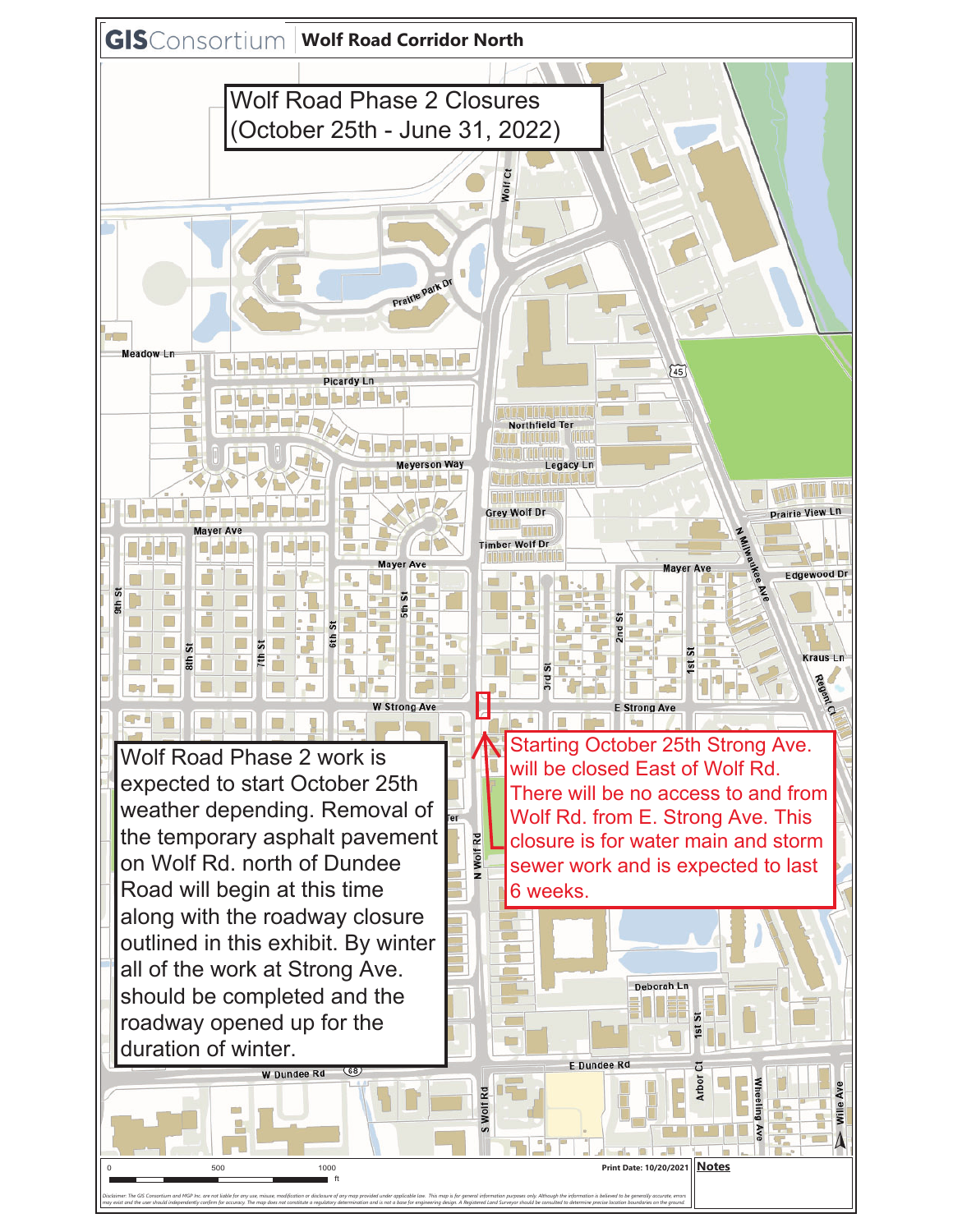GISConsortium | **Wolf Road Corridor North**

Wolf Road Phase 2 Closures
(October 25th - June 31, 2022)

Wolf Road Phase 2 work is expected to start October 25th weather depending. Removal of the temporary asphalt pavement on Wolf Rd. north of Dundee Road will begin at this time along with the roadway closure outlined in this exhibit. By winter all of the work at Strong Ave. should be completed and the roadway opened up for the duration of winter.

Starting October 25th Strong Ave. will be closed East of Wolf Rd. There will be no access to and from Wolf Rd. from E. Strong Ave. This closure is for water main and storm sewer work and is expected to last 6 weeks.

0 500 1000 ft

Print Date: 10/20/2021

**Notes**

Disclaimer: The GIS Consortium and MGP Inc. are not liable for any use, misuse, modification or disclosure of any map provided under applicable law. This map is for general information purposes only. Although the information is believed to be generally accurate, errors may exist and the user should independently confirm for accuracy. The map does not constitute a regulatory determination and is not a base for engineering design. A Registered Land Surveyor should be consulted to determine precise location boundaries on the ground.